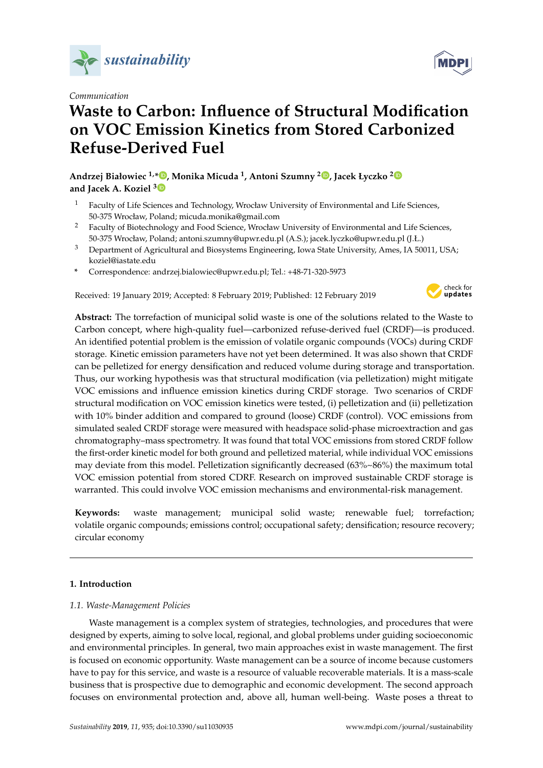*Communication*

# Waste to Carbon: Influence of Structural Modification on VOC Emission Kinetics from Stored Carbonized Refuse-Derived Fuel

**Andrzej Białowiec [1,*], Monika Micuda [1], Antoni Szumny [2], Jacek Łyczko [2] and Jacek A. Koziel [3]**

[1] Faculty of Life Sciences and Technology, Wrocław University of Environmental and Life Sciences, 50-375 Wrocław, Poland; micuda.monika@gmail.com

[2] Faculty of Biotechnology and Food Science, Wrocław University of Environmental and Life Sciences, 50-375 Wrocław, Poland; antoni.szumny@upwr.edu.pl (A.S.); jacek.lyczko@upwr.edu.pl (J.Ł.)

[3] Department of Agricultural and Biosystems Engineering, Iowa State University, Ames, IA 50011, USA; koziel@iastate.edu

* Correspondence: andrzej.bialowiec@upwr.edu.pl; Tel.: +48-71-320-5973

Received: 19 January 2019; Accepted: 8 February 2019; Published: 12 February 2019

**Abstract:** The torrefaction of municipal solid waste is one of the solutions related to the Waste to Carbon concept, where high-quality fuel—carbonized refuse-derived fuel (CRDF)—is produced. An identified potential problem is the emission of volatile organic compounds (VOCs) during CRDF storage. Kinetic emission parameters have not yet been determined. It was also shown that CRDF can be pelletized for energy densification and reduced volume during storage and transportation. Thus, our working hypothesis was that structural modification (via pelletization) might mitigate VOC emissions and influence emission kinetics during CRDF storage. Two scenarios of CRDF structural modification on VOC emission kinetics were tested, (i) pelletization and (ii) pelletization with 10% binder addition and compared to ground (loose) CRDF (control). VOC emissions from simulated sealed CRDF storage were measured with headspace solid-phase microextraction and gas chromatography–mass spectrometry. It was found that total VOC emissions from stored CRDF follow the first-order kinetic model for both ground and pelletized material, while individual VOC emissions may deviate from this model. Pelletization significantly decreased (63%~86%) the maximum total VOC emission potential from stored CDRF. Research on improved sustainable CRDF storage is warranted. This could involve VOC emission mechanisms and environmental-risk management.

**Keywords:** waste management; municipal solid waste; renewable fuel; torrefaction; volatile organic compounds; emissions control; occupational safety; densification; resource recovery; circular economy

## 1. Introduction

### 1.1. Waste-Management Policies

Waste management is a complex system of strategies, technologies, and procedures that were designed by experts, aiming to solve local, regional, and global problems under guiding socioeconomic and environmental principles. In general, two main approaches exist in waste management. The first is focused on economic opportunity. Waste management can be a source of income because customers have to pay for this service, and waste is a resource of valuable recoverable materials. It is a mass-scale business that is prospective due to demographic and economic development. The second approach focuses on environmental protection and, above all, human well-being. Waste poses a threat to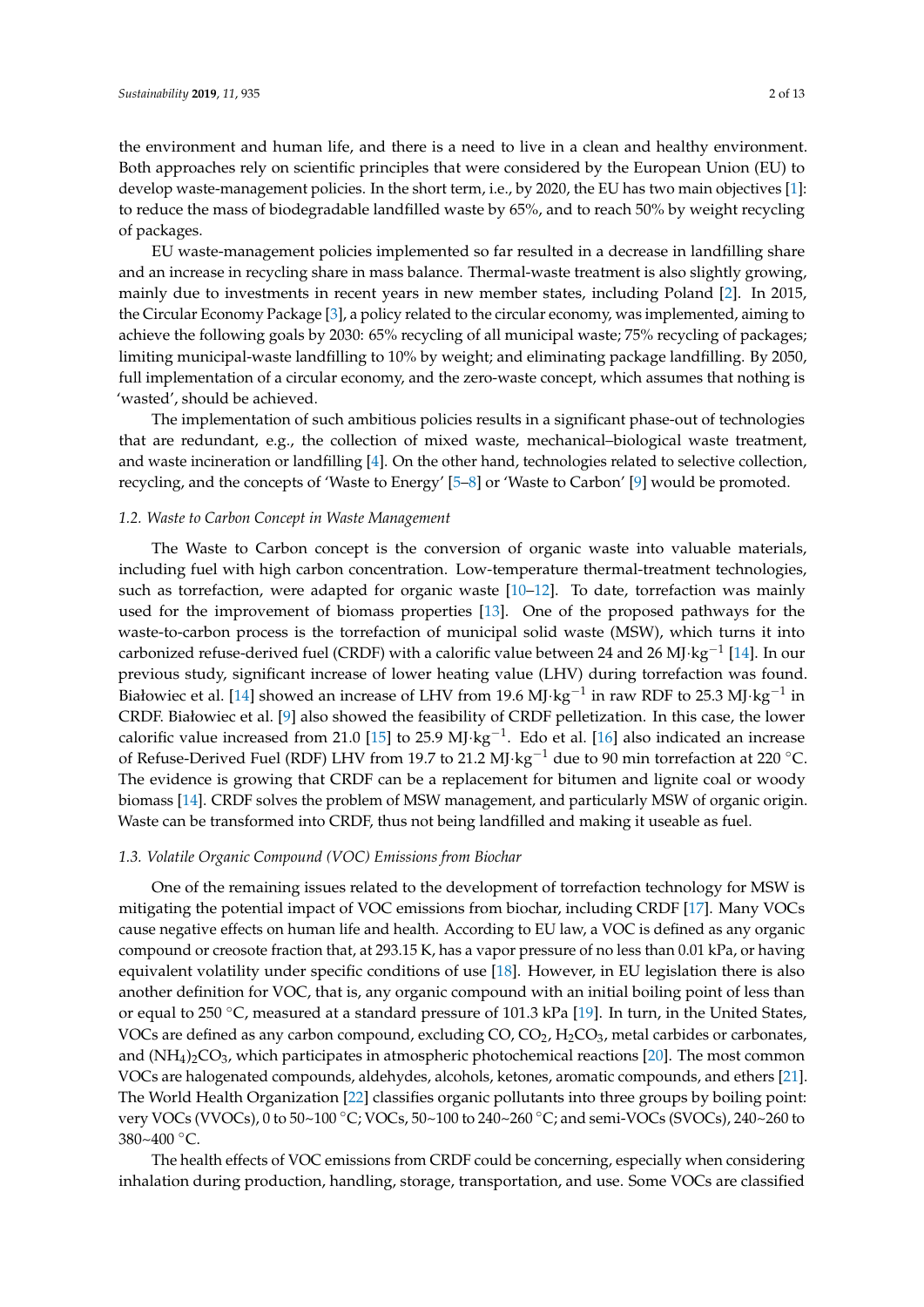the environment and human life, and there is a need to live in a clean and healthy environment. Both approaches rely on scientific principles that were considered by the European Union (EU) to develop waste-management policies. In the short term, i.e., by 2020, the EU has two main objectives [1]: to reduce the mass of biodegradable landfilled waste by 65%, and to reach 50% by weight recycling of packages.

EU waste-management policies implemented so far resulted in a decrease in landfilling share and an increase in recycling share in mass balance. Thermal-waste treatment is also slightly growing, mainly due to investments in recent years in new member states, including Poland [2]. In 2015, the Circular Economy Package [3], a policy related to the circular economy, was implemented, aiming to achieve the following goals by 2030: 65% recycling of all municipal waste; 75% recycling of packages; limiting municipal-waste landfilling to 10% by weight; and eliminating package landfilling. By 2050, full implementation of a circular economy, and the zero-waste concept, which assumes that nothing is 'wasted', should be achieved.

The implementation of such ambitious policies results in a significant phase-out of technologies that are redundant, e.g., the collection of mixed waste, mechanical–biological waste treatment, and waste incineration or landfilling [4]. On the other hand, technologies related to selective collection, recycling, and the concepts of 'Waste to Energy' [5–8] or 'Waste to Carbon' [9] would be promoted.

### *1.2. Waste to Carbon Concept in Waste Management*

The Waste to Carbon concept is the conversion of organic waste into valuable materials, including fuel with high carbon concentration. Low-temperature thermal-treatment technologies, such as torrefaction, were adapted for organic waste [10–12]. To date, torrefaction was mainly used for the improvement of biomass properties [13]. One of the proposed pathways for the waste-to-carbon process is the torrefaction of municipal solid waste (MSW), which turns it into carbonized refuse-derived fuel (CRDF) with a calorific value between 24 and 26 $MJ \cdot kg^{-1}$ [14]. In our previous study, significant increase of lower heating value (LHV) during torrefaction was found. Białowiec et al. [14] showed an increase of LHV from 19.6 $MJ \cdot kg^{-1}$ in raw RDF to 25.3 $MJ \cdot kg^{-1}$ in CRDF. Białowiec et al. [9] also showed the feasibility of CRDF pelletization. In this case, the lower calorific value increased from 21.0 [15] to 25.9 $MJ \cdot kg^{-1}$. Edo et al. [16] also indicated an increase of Refuse-Derived Fuel (RDF) LHV from 19.7 to 21.2 $MJ \cdot kg^{-1}$ due to 90 min torrefaction at 220 °C. The evidence is growing that CRDF can be a replacement for bitumen and lignite coal or woody biomass [14]. CRDF solves the problem of MSW management, and particularly MSW of organic origin. Waste can be transformed into CRDF, thus not being landfilled and making it useable as fuel.

### *1.3. Volatile Organic Compound (VOC) Emissions from Biochar*

One of the remaining issues related to the development of torrefaction technology for MSW is mitigating the potential impact of VOC emissions from biochar, including CRDF [17]. Many VOCs cause negative effects on human life and health. According to EU law, a VOC is defined as any organic compound or creosote fraction that, at 293.15 K, has a vapor pressure of no less than 0.01 kPa, or having equivalent volatility under specific conditions of use [18]. However, in EU legislation there is also another definition for VOC, that is, any organic compound with an initial boiling point of less than or equal to 250 °C, measured at a standard pressure of 101.3 kPa [19]. In turn, in the United States, VOCs are defined as any carbon compound, excluding CO, $CO_2$, $H_2CO_3$, metal carbides or carbonates, and $(NH_4)_2CO_3$, which participates in atmospheric photochemical reactions [20]. The most common VOCs are halogenated compounds, aldehydes, alcohols, ketones, aromatic compounds, and ethers [21]. The World Health Organization [22] classifies organic pollutants into three groups by boiling point: very VOCs (VVOCs), 0 to 50~100 °C; VOCs, 50~100 to 240~260 °C; and semi-VOCs (SVOCs), 240~260 to 380~400 °C.

The health effects of VOC emissions from CRDF could be concerning, especially when considering inhalation during production, handling, storage, transportation, and use. Some VOCs are classified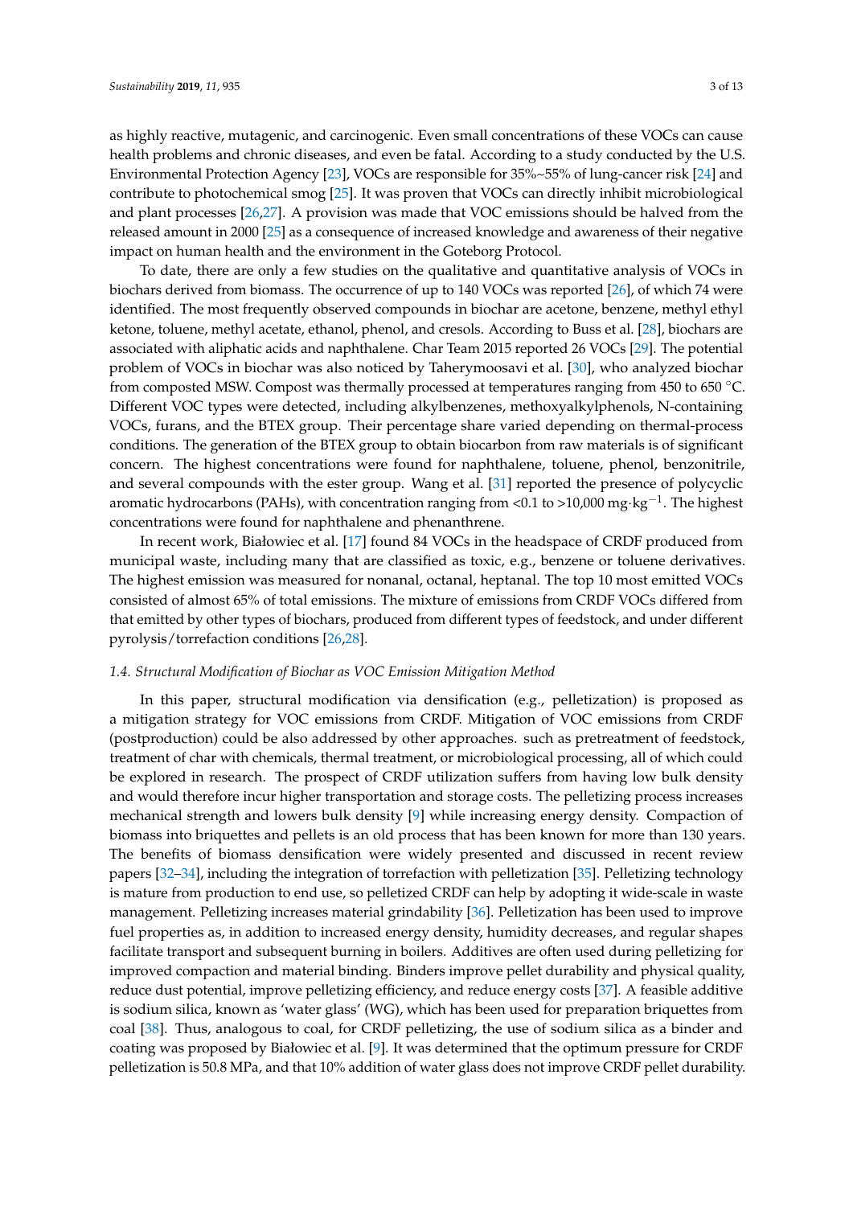as highly reactive, mutagenic, and carcinogenic. Even small concentrations of these VOCs can cause health problems and chronic diseases, and even be fatal. According to a study conducted by the U.S. Environmental Protection Agency [23], VOCs are responsible for 35%~55% of lung-cancer risk [24] and contribute to photochemical smog [25]. It was proven that VOCs can directly inhibit microbiological and plant processes [26,27]. A provision was made that VOC emissions should be halved from the released amount in 2000 [25] as a consequence of increased knowledge and awareness of their negative impact on human health and the environment in the Goteborg Protocol.

To date, there are only a few studies on the qualitative and quantitative analysis of VOCs in biochars derived from biomass. The occurrence of up to 140 VOCs was reported [26], of which 74 were identified. The most frequently observed compounds in biochar are acetone, benzene, methyl ethyl ketone, toluene, methyl acetate, ethanol, phenol, and cresols. According to Buss et al. [28], biochars are associated with aliphatic acids and naphthalene. Char Team 2015 reported 26 VOCs [29]. The potential problem of VOCs in biochar was also noticed by Taherymoosavi et al. [30], who analyzed biochar from composted MSW. Compost was thermally processed at temperatures ranging from 450 to 650 °C. Different VOC types were detected, including alkylbenzenes, methoxyalkylphenols, N-containing VOCs, furans, and the BTEX group. Their percentage share varied depending on thermal-process conditions. The generation of the BTEX group to obtain biocarbon from raw materials is of significant concern. The highest concentrations were found for naphthalene, toluene, phenol, benzonitrile, and several compounds with the ester group. Wang et al. [31] reported the presence of polycyclic aromatic hydrocarbons (PAHs), with concentration ranging from <0.1 to >10,000 $mg \cdot kg^{-1}$. The highest concentrations were found for naphthalene and phenanthrene.

In recent work, Białowiec et al. [17] found 84 VOCs in the headspace of CRDF produced from municipal waste, including many that are classified as toxic, e.g., benzene or toluene derivatives. The highest emission was measured for nonanal, octanal, heptanal. The top 10 most emitted VOCs consisted of almost 65% of total emissions. The mixture of emissions from CRDF VOCs differed from that emitted by other types of biochars, produced from different types of feedstock, and under different pyrolysis/torrefaction conditions [26,28].

### *1.4. Structural Modification of Biochar as VOC Emission Mitigation Method*

In this paper, structural modification via densification (e.g., pelletization) is proposed as a mitigation strategy for VOC emissions from CRDF. Mitigation of VOC emissions from CRDF (postproduction) could be also addressed by other approaches. such as pretreatment of feedstock, treatment of char with chemicals, thermal treatment, or microbiological processing, all of which could be explored in research. The prospect of CRDF utilization suffers from having low bulk density and would therefore incur higher transportation and storage costs. The pelletizing process increases mechanical strength and lowers bulk density [9] while increasing energy density. Compaction of biomass into briquettes and pellets is an old process that has been known for more than 130 years. The benefits of biomass densification were widely presented and discussed in recent review papers [32–34], including the integration of torrefaction with pelletization [35]. Pelletizing technology is mature from production to end use, so pelletized CRDF can help by adopting it wide-scale in waste management. Pelletizing increases material grindability [36]. Pelletization has been used to improve fuel properties as, in addition to increased energy density, humidity decreases, and regular shapes facilitate transport and subsequent burning in boilers. Additives are often used during pelletizing for improved compaction and material binding. Binders improve pellet durability and physical quality, reduce dust potential, improve pelletizing efficiency, and reduce energy costs [37]. A feasible additive is sodium silica, known as 'water glass' (WG), which has been used for preparation briquettes from coal [38]. Thus, analogous to coal, for CRDF pelletizing, the use of sodium silica as a binder and coating was proposed by Białowiec et al. [9]. It was determined that the optimum pressure for CRDF pelletization is 50.8 MPa, and that 10% addition of water glass does not improve CRDF pellet durability.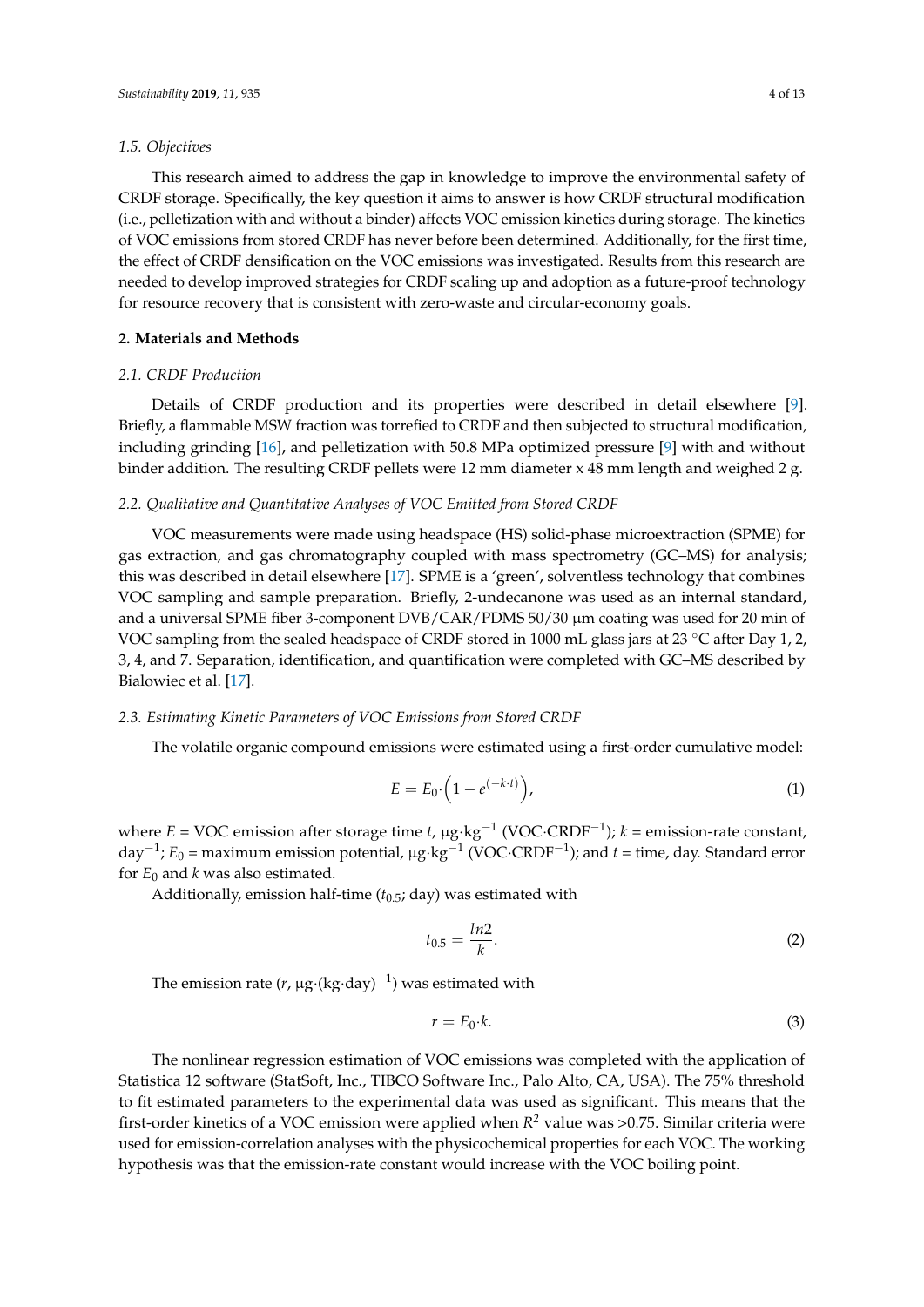### 1.5. Objectives

This research aimed to address the gap in knowledge to improve the environmental safety of CRDF storage. Specifically, the key question it aims to answer is how CRDF structural modification (i.e., pelletization with and without a binder) affects VOC emission kinetics during storage. The kinetics of VOC emissions from stored CRDF has never before been determined. Additionally, for the first time, the effect of CRDF densification on the VOC emissions was investigated. Results from this research are needed to develop improved strategies for CRDF scaling up and adoption as a future-proof technology for resource recovery that is consistent with zero-waste and circular-economy goals.

## 2. Materials and Methods

### 2.1. CRDF Production

Details of CRDF production and its properties were described in detail elsewhere [9]. Briefly, a flammable MSW fraction was torrefied to CRDF and then subjected to structural modification, including grinding [16], and pelletization with 50.8 MPa optimized pressure [9] with and without binder addition. The resulting CRDF pellets were 12 mm diameter x 48 mm length and weighed 2 g.

### 2.2. Qualitative and Quantitative Analyses of VOC Emitted from Stored CRDF

VOC measurements were made using headspace (HS) solid-phase microextraction (SPME) for gas extraction, and gas chromatography coupled with mass spectrometry (GC–MS) for analysis; this was described in detail elsewhere [17]. SPME is a 'green', solventless technology that combines VOC sampling and sample preparation. Briefly, 2-undecanone was used as an internal standard, and a universal SPME fiber 3-component DVB/CAR/PDMS 50/30 μm coating was used for 20 min of VOC sampling from the sealed headspace of CRDF stored in 1000 mL glass jars at 23 °C after Day 1, 2, 3, 4, and 7. Separation, identification, and quantification were completed with GC–MS described by Bialowiec et al. [17].

### 2.3. Estimating Kinetic Parameters of VOC Emissions from Stored CRDF

The volatile organic compound emissions were estimated using a first-order cumulative model:

$$E = E_0 \cdot \left(1 - e^{(-k \cdot t)}\right), \tag{1}$$

where $E$ = VOC emission after storage time $t$, $\mu g \cdot kg^{-1}$ ($VOC \cdot CRDF^{-1}$); $k$ = emission-rate constant, $day^{-1}$; $E_0$ = maximum emission potential, $\mu g \cdot kg^{-1}$ ($VOC \cdot CRDF^{-1}$); and $t$ = time, day. Standard error for $E_0$ and $k$ was also estimated.

Additionally, emission half-time ($t_{0.5}$; day) was estimated with

$$t_{0.5} = \frac{ln2}{k}. \tag{2}$$

The emission rate ($r$, $\mu g \cdot (kg \cdot day)^{-1}$) was estimated with

$$r = E_0 \cdot k. \tag{3}$$

The nonlinear regression estimation of VOC emissions was completed with the application of Statistica 12 software (StatSoft, Inc., TIBCO Software Inc., Palo Alto, CA, USA). The 75% threshold to fit estimated parameters to the experimental data was used as significant. This means that the first-order kinetics of a VOC emission were applied when $R^2$ value was >0.75. Similar criteria were used for emission-correlation analyses with the physicochemical properties for each VOC. The working hypothesis was that the emission-rate constant would increase with the VOC boiling point.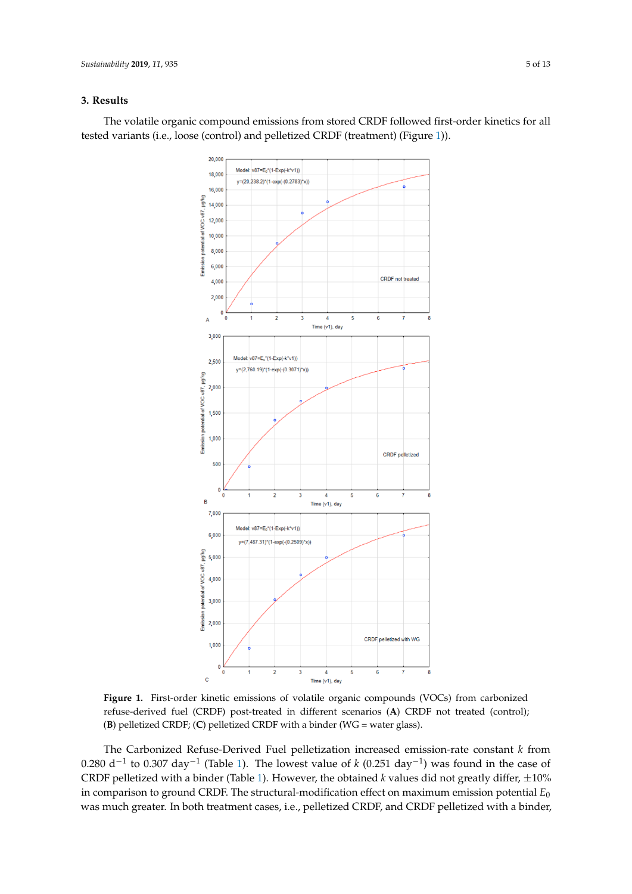## 3. Results

The volatile organic compound emissions from stored CRDF followed first-order kinetics for all tested variants (i.e., loose (control) and pelletized CRDF (treatment) (Figure 1)).

**Figure 1.** First-order kinetic emissions of volatile organic compounds (VOCs) from carbonized refuse-derived fuel (CRDF) post-treated in different scenarios (**A**) CRDF not treated (control); (**B**) pelletized CRDF; (**C**) pelletized CRDF with a binder (WG = water glass).

The Carbonized Refuse-Derived Fuel pelletization increased emission-rate constant $k$ from 0.280 $d^{-1}$ to 0.307 $day^{-1}$ (Table 1). The lowest value of $k$ (0.251 $day^{-1}$) was found in the case of CRDF pelletized with a binder (Table 1). However, the obtained $k$ values did not greatly differ, ±10% in comparison to ground CRDF. The structural-modification effect on maximum emission potential $E_0$ was much greater. In both treatment cases, i.e., pelletized CRDF, and CRDF pelletized with a binder,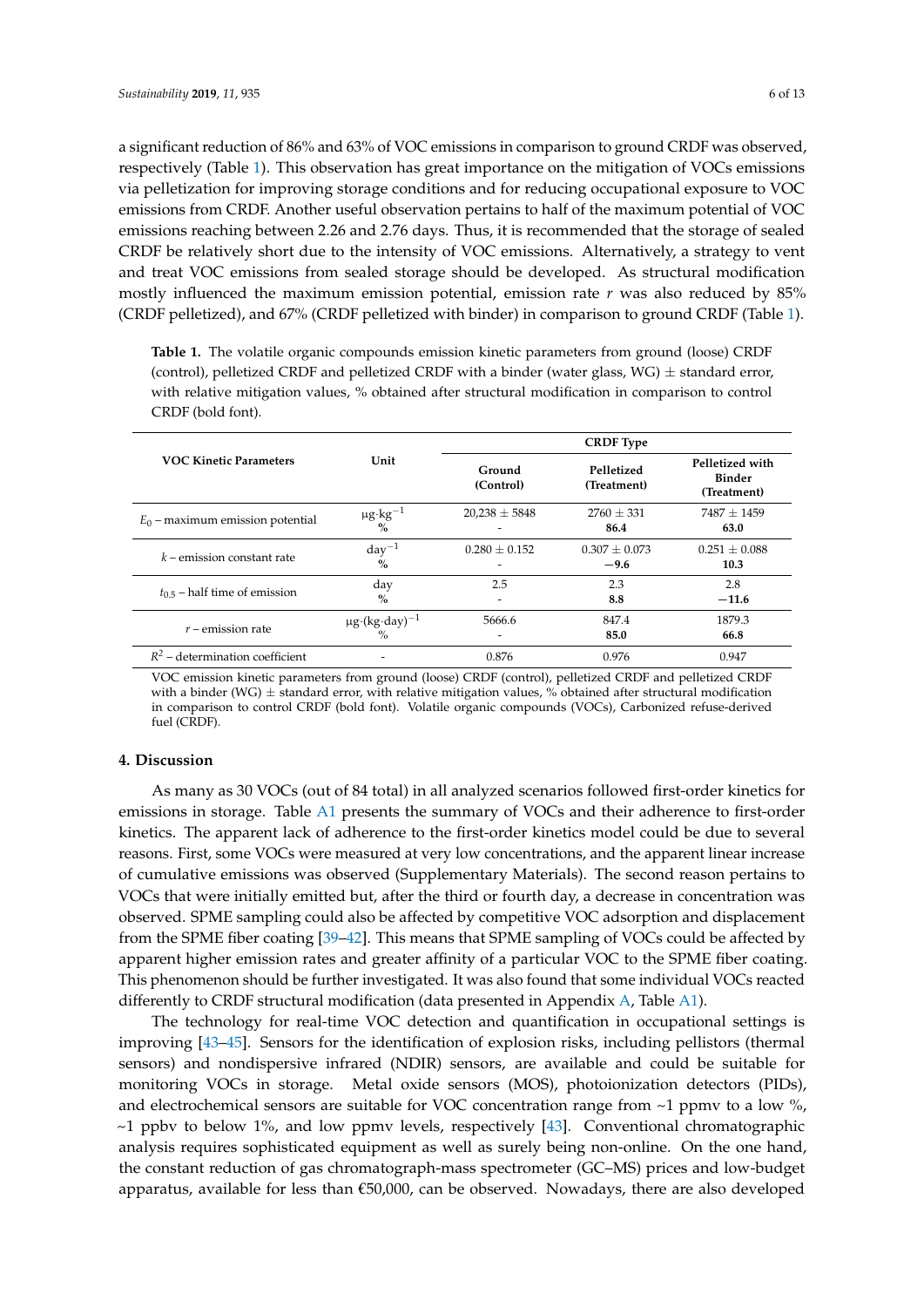a significant reduction of 86% and 63% of VOC emissions in comparison to ground CRDF was observed, respectively (Table 1). This observation has great importance on the mitigation of VOCs emissions via pelletization for improving storage conditions and for reducing occupational exposure to VOC emissions from CRDF. Another useful observation pertains to half of the maximum potential of VOC emissions reaching between 2.26 and 2.76 days. Thus, it is recommended that the storage of sealed CRDF be relatively short due to the intensity of VOC emissions. Alternatively, a strategy to vent and treat VOC emissions from sealed storage should be developed. As structural modification mostly influenced the maximum emission potential, emission rate *r* was also reduced by 85% (CRDF pelletized), and 67% (CRDF pelletized with binder) in comparison to ground CRDF (Table 1).

**Table 1.** The volatile organic compounds emission kinetic parameters from ground (loose) CRDF (control), pelletized CRDF and pelletized CRDF with a binder (water glass, WG) ± standard error, with relative mitigation values, % obtained after structural modification in comparison to control CRDF (bold font).

| VOC Kinetic Parameters | Unit | CRDF Type | | |
|---|---|---|---|---|
| | | Ground (Control) | Pelletized (Treatment) | Pelletized with Binder (Treatment) |
| $E_0$ – maximum emission potential | $\mu g \cdot kg^{-1}$<br>% | 20,238 ± 5848<br>- | 2760 ± 331<br>**86.4** | 7487 ± 1459<br>**63.0** |
| $k$ – emission constant rate | $day^{-1}$<br>% | 0.280 ± 0.152<br>- | 0.307 ± 0.073<br>**−9.6** | 0.251 ± 0.088<br>**10.3** |
| $t_{0.5}$ – half time of emission | day<br>% | 2.5<br>- | 2.3<br>**8.8** | 2.8<br>**−11.6** |
| $r$ – emission rate | $\mu g \cdot (kg \cdot day)^{-1}$<br>% | 5666.6<br>- | 847.4<br>**85.0** | 1879.3<br>**66.8** |
| $R^2$ – determination coefficient | - | 0.876 | 0.976 | 0.947 |

VOC emission kinetic parameters from ground (loose) CRDF (control), pelletized CRDF and pelletized CRDF with a binder (WG) ± standard error, with relative mitigation values, % obtained after structural modification in comparison to control CRDF (bold font). Volatile organic compounds (VOCs), Carbonized refuse-derived fuel (CRDF).

## 4. Discussion

As many as 30 VOCs (out of 84 total) in all analyzed scenarios followed first-order kinetics for emissions in storage. Table A1 presents the summary of VOCs and their adherence to first-order kinetics. The apparent lack of adherence to the first-order kinetics model could be due to several reasons. First, some VOCs were measured at very low concentrations, and the apparent linear increase of cumulative emissions was observed (Supplementary Materials). The second reason pertains to VOCs that were initially emitted but, after the third or fourth day, a decrease in concentration was observed. SPME sampling could also be affected by competitive VOC adsorption and displacement from the SPME fiber coating [39–42]. This means that SPME sampling of VOCs could be affected by apparent higher emission rates and greater affinity of a particular VOC to the SPME fiber coating. This phenomenon should be further investigated. It was also found that some individual VOCs reacted differently to CRDF structural modification (data presented in Appendix A, Table A1).

The technology for real-time VOC detection and quantification in occupational settings is improving [43–45]. Sensors for the identification of explosion risks, including pellistors (thermal sensors) and nondispersive infrared (NDIR) sensors, are available and could be suitable for monitoring VOCs in storage. Metal oxide sensors (MOS), photoionization detectors (PIDs), and electrochemical sensors are suitable for VOC concentration range from ~1 ppmv to a low %, ~1 ppbv to below 1%, and low ppmv levels, respectively [43]. Conventional chromatographic analysis requires sophisticated equipment as well as surely being non-online. On the one hand, the constant reduction of gas chromatograph-mass spectrometer (GC–MS) prices and low-budget apparatus, available for less than €50,000, can be observed. Nowadays, there are also developed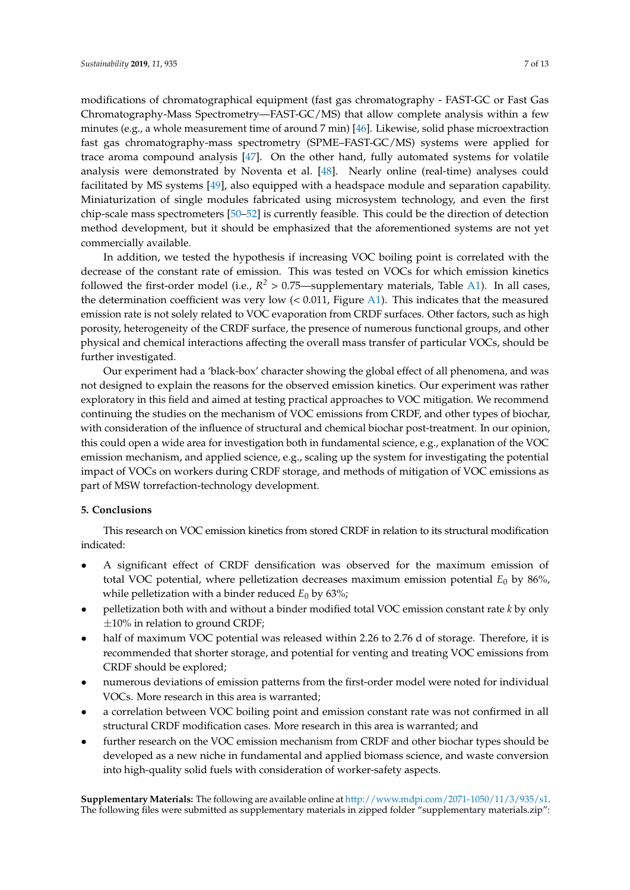modifications of chromatographical equipment (fast gas chromatography - FAST-GC or Fast Gas Chromatography-Mass Spectrometry—FAST-GC/MS) that allow complete analysis within a few minutes (e.g., a whole measurement time of around 7 min) [46]. Likewise, solid phase microextraction fast gas chromatography-mass spectrometry (SPME–FAST-GC/MS) systems were applied for trace aroma compound analysis [47]. On the other hand, fully automated systems for volatile analysis were demonstrated by Noventa et al. [48]. Nearly online (real-time) analyses could facilitated by MS systems [49], also equipped with a headspace module and separation capability. Miniaturization of single modules fabricated using microsystem technology, and even the first chip-scale mass spectrometers [50–52] is currently feasible. This could be the direction of detection method development, but it should be emphasized that the aforementioned systems are not yet commercially available.

In addition, we tested the hypothesis if increasing VOC boiling point is correlated with the decrease of the constant rate of emission. This was tested on VOCs for which emission kinetics followed the first-order model (i.e., $R^2 > 0.75$—supplementary materials, Table A1). In all cases, the determination coefficient was very low ($< 0.011$, Figure A1). This indicates that the measured emission rate is not solely related to VOC evaporation from CRDF surfaces. Other factors, such as high porosity, heterogeneity of the CRDF surface, the presence of numerous functional groups, and other physical and chemical interactions affecting the overall mass transfer of particular VOCs, should be further investigated.

Our experiment had a 'black-box' character showing the global effect of all phenomena, and was not designed to explain the reasons for the observed emission kinetics. Our experiment was rather exploratory in this field and aimed at testing practical approaches to VOC mitigation. We recommend continuing the studies on the mechanism of VOC emissions from CRDF, and other types of biochar, with consideration of the influence of structural and chemical biochar post-treatment. In our opinion, this could open a wide area for investigation both in fundamental science, e.g., explanation of the VOC emission mechanism, and applied science, e.g., scaling up the system for investigating the potential impact of VOCs on workers during CRDF storage, and methods of mitigation of VOC emissions as part of MSW torrefaction-technology development.

## 5. Conclusions

This research on VOC emission kinetics from stored CRDF in relation to its structural modification indicated:

- A significant effect of CRDF densification was observed for the maximum emission of total VOC potential, where pelletization decreases maximum emission potential $E_0$ by 86%, while pelletization with a binder reduced $E_0$ by 63%;
- pelletization both with and without a binder modified total VOC emission constant rate $k$ by only $\pm 10\%$ in relation to ground CRDF;
- half of maximum VOC potential was released within 2.26 to 2.76 d of storage. Therefore, it is recommended that shorter storage, and potential for venting and treating VOC emissions from CRDF should be explored;
- numerous deviations of emission patterns from the first-order model were noted for individual VOCs. More research in this area is warranted;
- a correlation between VOC boiling point and emission constant rate was not confirmed in all structural CRDF modification cases. More research in this area is warranted; and
- further research on the VOC emission mechanism from CRDF and other biochar types should be developed as a new niche in fundamental and applied biomass science, and waste conversion into high-quality solid fuels with consideration of worker-safety aspects.

**Supplementary Materials:** The following are available online at http://www.mdpi.com/2071-1050/11/3/935/s1. The following files were submitted as supplementary materials in zipped folder "supplementary materials.zip":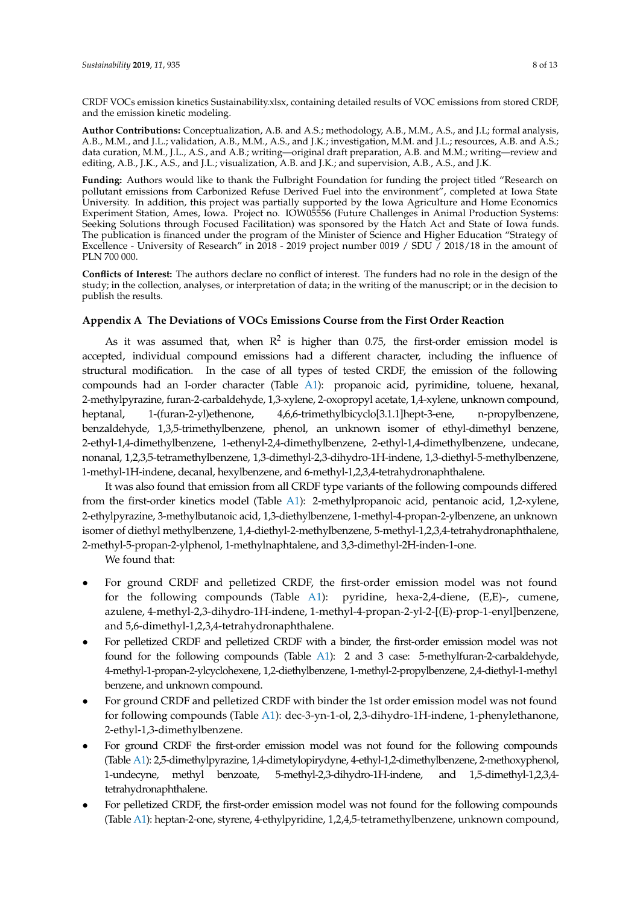CRDF VOCs emission kinetics Sustainability.xlsx, containing detailed results of VOC emissions from stored CRDF, and the emission kinetic modeling.

**Author Contributions:** Conceptualization, A.B. and A.S.; methodology, A.B., M.M., A.S., and J.L; formal analysis, A.B., M.M., and J.L.; validation, A.B., M.M., A.S., and J.K.; investigation, M.M. and J.L.; resources, A.B. and A.S.; data curation, M.M., J.L., A.S., and A.B.; writing—original draft preparation, A.B. and M.M.; writing—review and editing, A.B., J.K., A.S., and J.L.; visualization, A.B. and J.K.; and supervision, A.B., A.S., and J.K.

**Funding:** Authors would like to thank the Fulbright Foundation for funding the project titled "Research on pollutant emissions from Carbonized Refuse Derived Fuel into the environment", completed at Iowa State University. In addition, this project was partially supported by the Iowa Agriculture and Home Economics Experiment Station, Ames, Iowa. Project no. IOW05556 (Future Challenges in Animal Production Systems: Seeking Solutions through Focused Facilitation) was sponsored by the Hatch Act and State of Iowa funds. The publication is financed under the program of the Minister of Science and Higher Education "Strategy of Excellence - University of Research" in 2018 - 2019 project number 0019 / SDU / 2018/18 in the amount of PLN 700 000.

**Conflicts of Interest:** The authors declare no conflict of interest. The funders had no role in the design of the study; in the collection, analyses, or interpretation of data; in the writing of the manuscript; or in the decision to publish the results.

## Appendix A The Deviations of VOCs Emissions Course from the First Order Reaction

As it was assumed that, when $R^2$ is higher than 0.75, the first-order emission model is accepted, individual compound emissions had a different character, including the influence of structural modification. In the case of all types of tested CRDF, the emission of the following compounds had an I-order character (Table A1): propanoic acid, pyrimidine, toluene, hexanal, 2-methylpyrazine, furan-2-carbaldehyde, 1,3-xylene, 2-oxopropyl acetate, 1,4-xylene, unknown compound, heptanal, 1-(furan-2-yl)ethenone, 4,6,6-trimethylbicyclo[3.1.1]hept-3-ene, n-propylbenzene, benzaldehyde, 1,3,5-trimethylbenzene, phenol, an unknown isomer of ethyl-dimethyl benzene, 2-ethyl-1,4-dimethylbenzene, 1-ethenyl-2,4-dimethylbenzene, 2-ethyl-1,4-dimethylbenzene, undecane, nonanal, 1,2,3,5-tetramethylbenzene, 1,3-dimethyl-2,3-dihydro-1H-indene, 1,3-diethyl-5-methylbenzene, 1-methyl-1H-indene, decanal, hexylbenzene, and 6-methyl-1,2,3,4-tetrahydronaphthalene.

It was also found that emission from all CRDF type variants of the following compounds differed from the first-order kinetics model (Table A1): 2-methylpropanoic acid, pentanoic acid, 1,2-xylene, 2-ethylpyrazine, 3-methylbutanoic acid, 1,3-diethylbenzene, 1-methyl-4-propan-2-ylbenzene, an unknown isomer of diethyl methylbenzene, 1,4-diethyl-2-methylbenzene, 5-methyl-1,2,3,4-tetrahydronaphthalene, 2-methyl-5-propan-2-ylphenol, 1-methylnaphthalene, and 3,3-dimethyl-2H-inden-1-one.

We found that:

- For ground CRDF and pelletized CRDF, the first-order emission model was not found for the following compounds (Table A1): pyridine, hexa-2,4-diene, (E,E)-, cumene, azulene, 4-methyl-2,3-dihydro-1H-indene, 1-methyl-4-propan-2-yl-2-[(E)-prop-1-enyl]benzene, and 5,6-dimethyl-1,2,3,4-tetrahydronaphthalene.
- For pelletized CRDF and pelletized CRDF with a binder, the first-order emission model was not found for the following compounds (Table A1): 2 and 3 case: 5-methylfuran-2-carbaldehyde, 4-methyl-1-propan-2-ylcyclohexene, 1,2-diethylbenzene, 1-methyl-2-propylbenzene, 2,4-diethyl-1-methyl benzene, and unknown compound.
- For ground CRDF and pelletized CRDF with binder the 1st order emission model was not found for following compounds (Table A1): dec-3-yn-1-ol, 2,3-dihydro-1H-indene, 1-phenylethanone, 2-ethyl-1,3-dimethylbenzene.
- For ground CRDF the first-order emission model was not found for the following compounds (Table A1): 2,5-dimethylpyrazine, 1,4-dimetylopirydyne, 4-ethyl-1,2-dimethylbenzene, 2-methoxyphenol, 1-undecyne, methyl benzoate, 5-methyl-2,3-dihydro-1H-indene, and 1,5-dimethyl-1,2,3,4-tetrahydronaphthalene.
- For pelletized CRDF, the first-order emission model was not found for the following compounds (Table A1): heptan-2-one, styrene, 4-ethylpyridine, 1,2,4,5-tetramethylbenzene, unknown compound,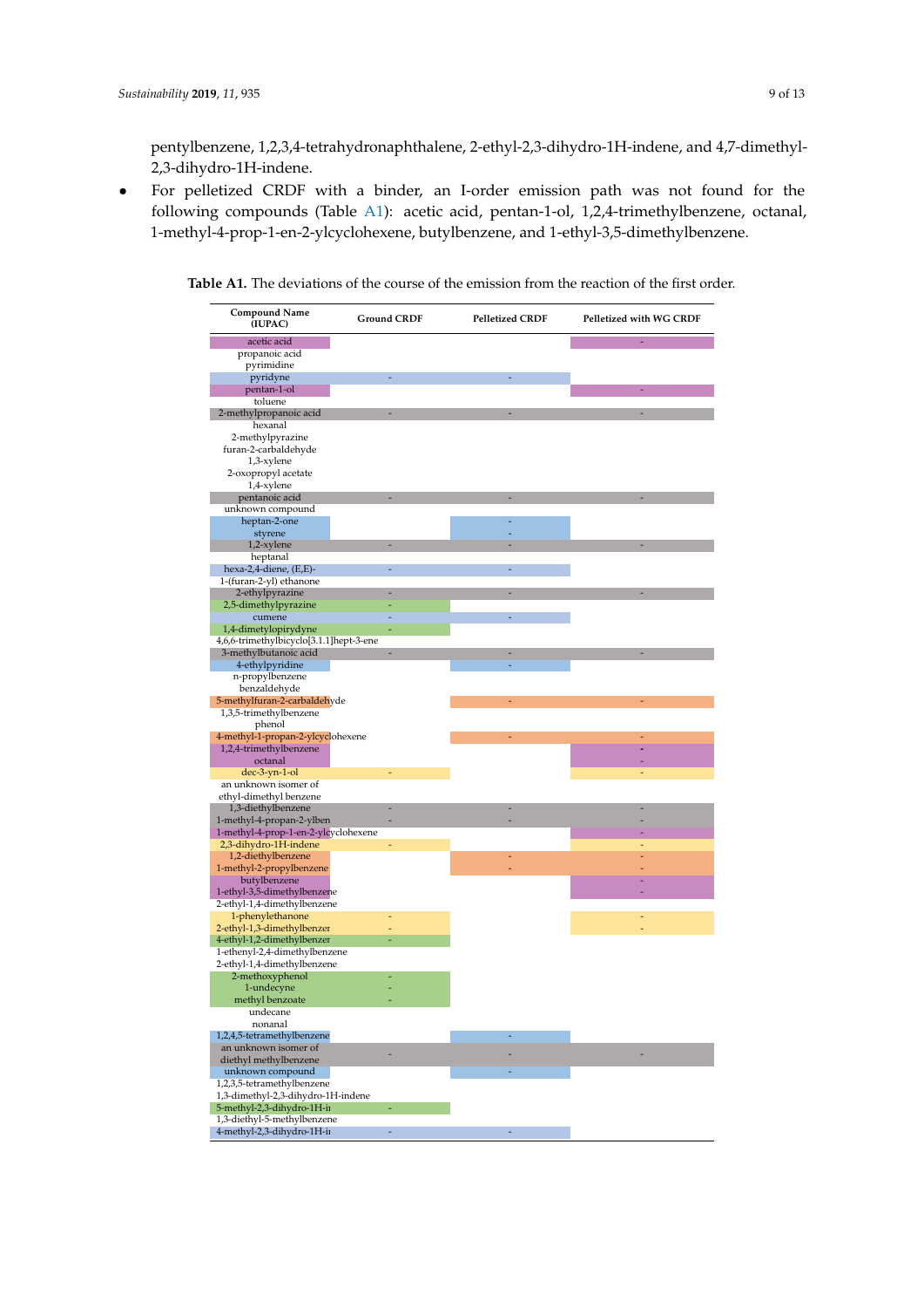pentylbenzene, 1,2,3,4-tetrahydronaphthalene, 2-ethyl-2,3-dihydro-1H-indene, and 4,7-dimethyl-2,3-dihydro-1H-indene.

- For pelletized CRDF with a binder, an I-order emission path was not found for the following compounds (Table A1): acetic acid, pentan-1-ol, 1,2,4-trimethylbenzene, octanal, 1-methyl-4-prop-1-en-2-ylcyclohexene, butylbenzene, and 1-ethyl-3,5-dimethylbenzene.

**Table A1.** The deviations of the course of the emission from the reaction of the first order.

| Compound Name (IUPAC) | Ground CRDF | Pelletized CRDF | Pelletized with WG CRDF |
|---|---|---|---|
| acetic acid | | | - |
| propanoic acid | | | |
| pyrimidine | | | |
| pyridyne | - | - | |
| pentan-1-ol | | | - |
| toluene | | | |
| 2-methylpropanoic acid | - | - | - |
| hexanal | | | |
| 2-methylpyrazine | | | |
| furan-2-carbaldehyde | | | |
| 1,3-xylene | | | |
| 2-oxopropyl acetate | | | |
| 1,4-xylene | | | |
| pentanoic acid | - | - | - |
| unknown compound | | | |
| heptan-2-one | | - | |
| styrene | | - | |
| 1,2-xylene | - | - | - |
| heptanal | | | |
| hexa-2,4-diene, (E,E)- | - | - | |
| 1-(furan-2-yl) ethanone | | | |
| 2-ethylpyrazine | - | - | - |
| 2,5-dimethylpyrazine | - | | |
| cumene | - | - | |
| 1,4-dimetylopirydyne | - | | |
| 4,6,6-trimethylbicyclo[3.1.1]hept-3-ene | | | |
| 3-methylbutanoic acid | - | - | - |
| 4-ethylpyridine | | - | |
| n-propylbenzene | | | |
| benzaldehyde | | | |
| 5-methylfuran-2-carbaldehyde | | - | - |
| 1,3,5-trimethylbenzene | | | |
| phenol | | | |
| 4-methyl-1-propan-2-ylcyclohexene | | - | - |
| 1,2,4-trimethylbenzene | | | - |
| octanal | | | - |
| dec-3-yn-1-ol | - | | - |
| an unknown isomer of ethyl-dimethyl benzene | | | |
| 1,3-diethylbenzene | - | - | - |
| 1-methyl-4-propan-2-ylben | - | - | - |
| 1-methyl-4-prop-1-en-2-ylcyclohexene | | | - |
| 2,3-dihydro-1H-indene | - | | - |
| 1,2-diethylbenzene | | - | - |
| 1-methyl-2-propylbenzene | | - | - |
| butylbenzene | | | - |
| 1-ethyl-3,5-dimethylbenzene | | | - |
| 2-ethyl-1,4-dimethylbenzene | | | |
| 1-phenylethanone | - | | - |
| 2-ethyl-1,3-dimethylbenzer | - | | - |
| 4-ethyl-1,2-dimethylbenzer | - | | |
| 1-ethenyl-2,4-dimethylbenzene | | | |
| 2-ethyl-1,4-dimethylbenzene | | | |
| 2-methoxyphenol | - | | |
| 1-undecyne | - | | |
| methyl benzoate | - | | |
| undecane | | | |
| nonanal | | | |
| 1,2,4,5-tetramethylbenzene | | - | |
| an unknown isomer of diethyl methylbenzene | - | - | - |
| unknown compound | | - | |
| 1,2,3,5-tetramethylbenzene | | | |
| 1,3-dimethyl-2,3-dihydro-1H-indene | | | |
| 5-methyl-2,3-dihydro-1H-i | - | | |
| 1,3-diethyl-5-methylbenzene | | | |
| 4-methyl-2,3-dihydro-1H-i | - | - | |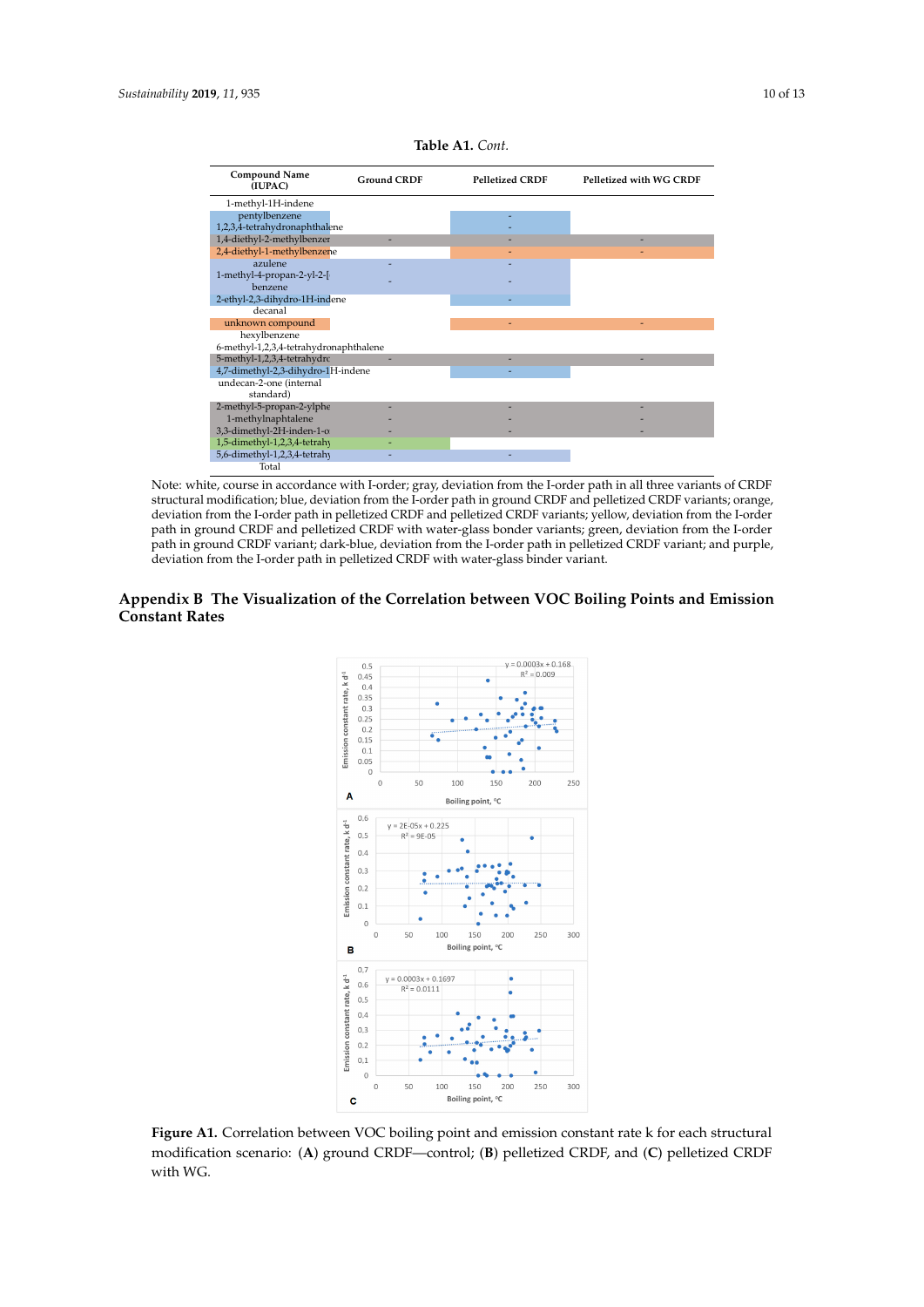**Table A1.** *Cont.*

| Compound Name (IUPAC) | Ground CRDF | Pelletized CRDF | Pelletized with WG CRDF |
|---|---|---|---|
| 1-methyl-1H-indene | | | |
| pentylbenzene | | - | |
| 1,2,3,4-tetrahydronaphthalene | | - | |
| 1,4-diethyl-2-methylbenzen | - | - | - |
| 2,4-diethyl-1-methylbenzene | | - | - |
| azulene | - | - | |
| 1-methyl-4-propan-2-yl-2-[ benzene | - | - | |
| 2-ethyl-2,3-dihydro-1H-indene | | - | |
| decanal | | | |
| unknown compound | | - | - |
| hexylbenzene | | | |
| 6-methyl-1,2,3,4-tetrahydronaphthalene | | | |
| 5-methyl-1,2,3,4-tetrahydrc | - | - | - |
| 4,7-dimethyl-2,3-dihydro-1H-indene | | - | |
| undecan-2-one (internal standard) | | | |
| 2-methyl-5-propan-2-ylphe | - | - | - |
| 1-methylnaphtalene | - | - | - |
| 3,3-dimethyl-2H-inden-1-o | - | - | - |
| 1,5-dimethyl-1,2,3,4-tetrahy | - | | |
| 5,6-dimethyl-1,2,3,4-tetrahy | - | - | |
| Total | | | |

Note: white, course in accordance with I-order; gray, deviation from the I-order path in all three variants of CRDF structural modification; blue, deviation from the I-order path in ground CRDF and pelletized CRDF variants; orange, deviation from the I-order path in pelletized CRDF and pelletized CRDF with water-glass bonder variants; yellow, deviation from the I-order path in ground CRDF and pelletized CRDF with water-glass bonder variants; green, deviation from the I-order path in ground CRDF variant; dark-blue, deviation from the I-order path in pelletized CRDF variant; and purple, deviation from the I-order path in pelletized CRDF with water-glass binder variant.

## Appendix B The Visualization of the Correlation between VOC Boiling Points and Emission Constant Rates

**Figure A1.** Correlation between VOC boiling point and emission constant rate k for each structural modification scenario: (**A**) ground CRDF—control; (**B**) pelletized CRDF, and (**C**) pelletized CRDF with WG.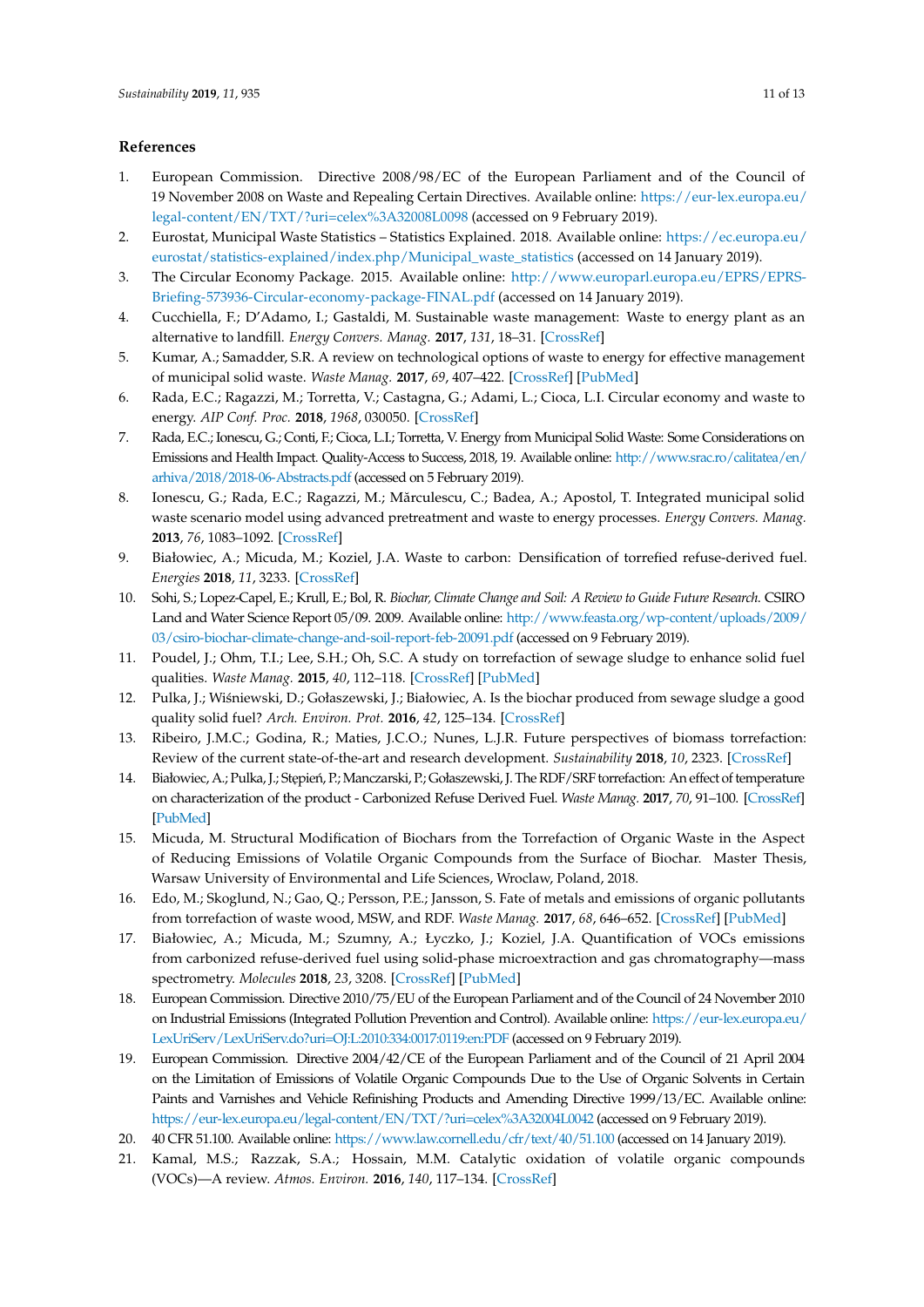## References

1. European Commission. Directive 2008/98/EC of the European Parliament and of the Council of 19 November 2008 on Waste and Repealing Certain Directives. Available online: https://eur-lex.europa.eu/legal-content/EN/TXT/?uri=celex%3A32008L0098 (accessed on 9 February 2019).
2. Eurostat, Municipal Waste Statistics – Statistics Explained. 2018. Available online: https://ec.europa.eu/eurostat/statistics-explained/index.php/Municipal_waste_statistics (accessed on 14 January 2019).
3. The Circular Economy Package. 2015. Available online: http://www.europarl.europa.eu/EPRS/EPRS-Briefing-573936-Circular-economy-package-FINAL.pdf (accessed on 14 January 2019).
4. Cucchiella, F.; D'Adamo, I.; Gastaldi, M. Sustainable waste management: Waste to energy plant as an alternative to landfill. *Energy Convers. Manag.* **2017**, *131*, 18–31. [CrossRef]
5. Kumar, A.; Samadder, S.R. A review on technological options of waste to energy for effective management of municipal solid waste. *Waste Manag.* **2017**, *69*, 407–422. [CrossRef] [PubMed]
6. Rada, E.C.; Ragazzi, M.; Torretta, V.; Castagna, G.; Adami, L.; Cioca, L.I. Circular economy and waste to energy. *AIP Conf. Proc.* **2018**, *1968*, 030050. [CrossRef]
7. Rada, E.C.; Ionescu, G.; Conti, F.; Cioca, L.I.; Torretta, V. Energy from Municipal Solid Waste: Some Considerations on Emissions and Health Impact. Quality-Access to Success, 2018, 19. Available online: http://www.srac.ro/calitatea/en/arhiva/2018/2018-06-Abstracts.pdf (accessed on 5 February 2019).
8. Ionescu, G.; Rada, E.C.; Ragazzi, M.; Mărculescu, C.; Badea, A.; Apostol, T. Integrated municipal solid waste scenario model using advanced pretreatment and waste to energy processes. *Energy Convers. Manag.* **2013**, *76*, 1083–1092. [CrossRef]
9. Białowiec, A.; Micuda, M.; Koziel, J.A. Waste to carbon: Densification of torrefied refuse-derived fuel. *Energies* **2018**, *11*, 3233. [CrossRef]
10. Sohi, S.; Lopez-Capel, E.; Krull, E.; Bol, R. *Biochar, Climate Change and Soil: A Review to Guide Future Research*. CSIRO Land and Water Science Report 05/09. 2009. Available online: http://www.feasta.org/wp-content/uploads/2009/03/csiro-biochar-climate-change-and-soil-report-feb-20091.pdf (accessed on 9 February 2019).
11. Poudel, J.; Ohm, T.I.; Lee, S.H.; Oh, S.C. A study on torrefaction of sewage sludge to enhance solid fuel qualities. *Waste Manag.* **2015**, *40*, 112–118. [CrossRef] [PubMed]
12. Pulka, J.; Wiśniewski, D.; Gołaszewski, J.; Białowiec, A. Is the biochar produced from sewage sludge a good quality solid fuel? *Arch. Environ. Prot.* **2016**, *42*, 125–134. [CrossRef]
13. Ribeiro, J.M.C.; Godina, R.; Maties, J.C.O.; Nunes, L.J.R. Future perspectives of biomass torrefaction: Review of the current state-of-the-art and research development. *Sustainability* **2018**, *10*, 2323. [CrossRef]
14. Białowiec, A.; Pulka, J.; Stępień, P.; Manczarski, P.; Gołaszewski, J. The RDF/SRF torrefaction: An effect of temperature on characterization of the product - Carbonized Refuse Derived Fuel. *Waste Manag.* **2017**, *70*, 91–100. [CrossRef] [PubMed]
15. Micuda, M. Structural Modification of Biochars from the Torrefaction of Organic Waste in the Aspect of Reducing Emissions of Volatile Organic Compounds from the Surface of Biochar. Master Thesis, Warsaw University of Environmental and Life Sciences, Wroclaw, Poland, 2018.
16. Edo, M.; Skoglund, N.; Gao, Q.; Persson, P.E.; Jansson, S. Fate of metals and emissions of organic pollutants from torrefaction of waste wood, MSW, and RDF. *Waste Manag.* **2017**, *68*, 646–652. [CrossRef] [PubMed]
17. Białowiec, A.; Micuda, M.; Szumny, A.; Łyczko, J.; Koziel, J.A. Quantification of VOCs emissions from carbonized refuse-derived fuel using solid-phase microextraction and gas chromatography—mass spectrometry. *Molecules* **2018**, *23*, 3208. [CrossRef] [PubMed]
18. European Commission. Directive 2010/75/EU of the European Parliament and of the Council of 24 November 2010 on Industrial Emissions (Integrated Pollution Prevention and Control). Available online: https://eur-lex.europa.eu/LexUriServ/LexUriServ.do?uri=OJ:L:2010:334:0017:0119:en:PDF (accessed on 9 February 2019).
19. European Commission. Directive 2004/42/CE of the European Parliament and of the Council of 21 April 2004 on the Limitation of Emissions of Volatile Organic Compounds Due to the Use of Organic Solvents in Certain Paints and Varnishes and Vehicle Refinishing Products and Amending Directive 1999/13/EC. Available online: https://eur-lex.europa.eu/legal-content/EN/TXT/?uri=celex%3A32004L0042 (accessed on 9 February 2019).
20. 40 CFR 51.100. Available online: https://www.law.cornell.edu/cfr/text/40/51.100 (accessed on 14 January 2019).
21. Kamal, M.S.; Razzak, S.A.; Hossain, M.M. Catalytic oxidation of volatile organic compounds (VOCs)—A review. *Atmos. Environ.* **2016**, *140*, 117–134. [CrossRef]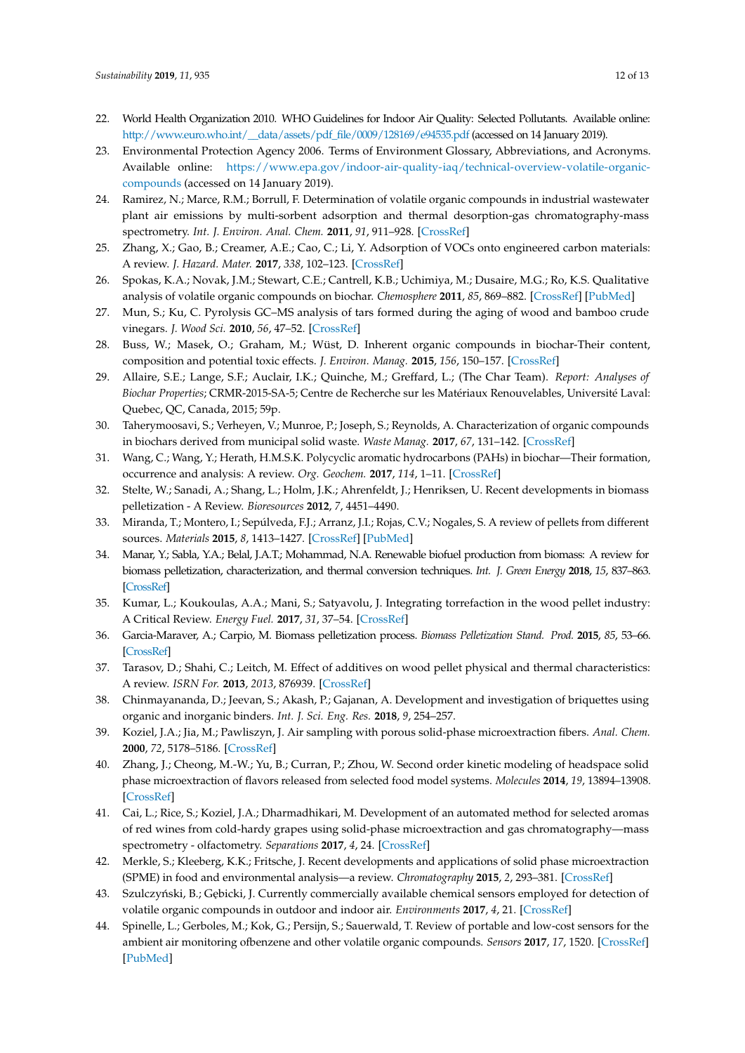22. World Health Organization 2010. WHO Guidelines for Indoor Air Quality: Selected Pollutants. Available online: http://www.euro.who.int/__data/assets/pdf_file/0009/128169/e94535.pdf (accessed on 14 January 2019).
23. Environmental Protection Agency 2006. Terms of Environment Glossary, Abbreviations, and Acronyms. Available online: https://www.epa.gov/indoor-air-quality-iaq/technical-overview-volatile-organic-compounds (accessed on 14 January 2019).
24. Ramirez, N.; Marce, R.M.; Borrull, F. Determination of volatile organic compounds in industrial wastewater plant air emissions by multi-sorbent adsorption and thermal desorption-gas chromatography-mass spectrometry. *Int. J. Environ. Anal. Chem.* **2011**, *91*, 911–928. [CrossRef]
25. Zhang, X.; Gao, B.; Creamer, A.E.; Cao, C.; Li, Y. Adsorption of VOCs onto engineered carbon materials: A review. *J. Hazard. Mater.* **2017**, *338*, 102–123. [CrossRef]
26. Spokas, K.A.; Novak, J.M.; Stewart, C.E.; Cantrell, K.B.; Uchimiya, M.; Dusaire, M.G.; Ro, K.S. Qualitative analysis of volatile organic compounds on biochar. *Chemosphere* **2011**, *85*, 869–882. [CrossRef] [PubMed]
27. Mun, S.; Ku, C. Pyrolysis GC–MS analysis of tars formed during the aging of wood and bamboo crude vinegars. *J. Wood Sci.* **2010**, *56*, 47–52. [CrossRef]
28. Buss, W.; Masek, O.; Graham, M.; Wüst, D. Inherent organic compounds in biochar-Their content, composition and potential toxic effects. *J. Environ. Manag.* **2015**, *156*, 150–157. [CrossRef]
29. Allaire, S.E.; Lange, S.F.; Auclair, I.K.; Quinche, M.; Greffard, L.; (The Char Team). *Report: Analyses of Biochar Properties*; CRMR-2015-SA-5; Centre de Recherche sur les Matériaux Renouvelables, Université Laval: Quebec, QC, Canada, 2015; 59p.
30. Taherymoosavi, S.; Verheyen, V.; Munroe, P.; Joseph, S.; Reynolds, A. Characterization of organic compounds in biochars derived from municipal solid waste. *Waste Manag.* **2017**, *67*, 131–142. [CrossRef]
31. Wang, C.; Wang, Y.; Herath, H.M.S.K. Polycyclic aromatic hydrocarbons (PAHs) in biochar—Their formation, occurrence and analysis: A review. *Org. Geochem.* **2017**, *114*, 1–11. [CrossRef]
32. Stelte, W.; Sanadi, A.; Shang, L.; Holm, J.K.; Ahrenfeldt, J.; Henriksen, U. Recent developments in biomass pelletization - A Review. *Bioresources* **2012**, *7*, 4451–4490.
33. Miranda, T.; Montero, I.; Sepúlveda, F.J.; Arranz, J.I.; Rojas, C.V.; Nogales, S. A review of pellets from different sources. *Materials* **2015**, *8*, 1413–1427. [CrossRef] [PubMed]
34. Manar, Y.; Sabla, Y.A.; Belal, J.A.T.; Mohammad, N.A. Renewable biofuel production from biomass: A review for biomass pelletization, characterization, and thermal conversion techniques. *Int. J. Green Energy* **2018**, *15*, 837–863. [CrossRef]
35. Kumar, L.; Koukoulas, A.A.; Mani, S.; Satyavolu, J. Integrating torrefaction in the wood pellet industry: A Critical Review. *Energy Fuel.* **2017**, *31*, 37–54. [CrossRef]
36. Garcia-Maraver, A.; Carpio, M. Biomass pelletization process. *Biomass Pelletization Stand. Prod.* **2015**, *85*, 53–66. [CrossRef]
37. Tarasov, D.; Shahi, C.; Leitch, M. Effect of additives on wood pellet physical and thermal characteristics: A review. *ISRN For.* **2013**, *2013*, 876939. [CrossRef]
38. Chinmayananda, D.; Jeevan, S.; Akash, P.; Gajanan, A. Development and investigation of briquettes using organic and inorganic binders. *Int. J. Sci. Eng. Res.* **2018**, *9*, 254–257.
39. Koziel, J.A.; Jia, M.; Pawliszyn, J. Air sampling with porous solid-phase microextraction fibers. *Anal. Chem.* **2000**, *72*, 5178–5186. [CrossRef]
40. Zhang, J.; Cheong, M.-W.; Yu, B.; Curran, P.; Zhou, W. Second order kinetic modeling of headspace solid phase microextraction of flavors released from selected food model systems. *Molecules* **2014**, *19*, 13894–13908. [CrossRef]
41. Cai, L.; Rice, S.; Koziel, J.A.; Dharmadhikari, M. Development of an automated method for selected aromas of red wines from cold-hardy grapes using solid-phase microextraction and gas chromatography—mass spectrometry - olfactometry. *Separations* **2017**, *4*, 24. [CrossRef]
42. Merkle, S.; Kleeberg, K.K.; Fritsche, J. Recent developments and applications of solid phase microextraction (SPME) in food and environmental analysis—a review. *Chromatography* **2015**, *2*, 293–381. [CrossRef]
43. Szulczyński, B.; Gębicki, J. Currently commercially available chemical sensors employed for detection of volatile organic compounds in outdoor and indoor air. *Environments* **2017**, *4*, 21. [CrossRef]
44. Spinelle, L.; Gerboles, M.; Kok, G.; Persijn, S.; Sauerwald, T. Review of portable and low-cost sensors for the ambient air monitoring ofbenzene and other volatile organic compounds. *Sensors* **2017**, *17*, 1520. [CrossRef] [PubMed]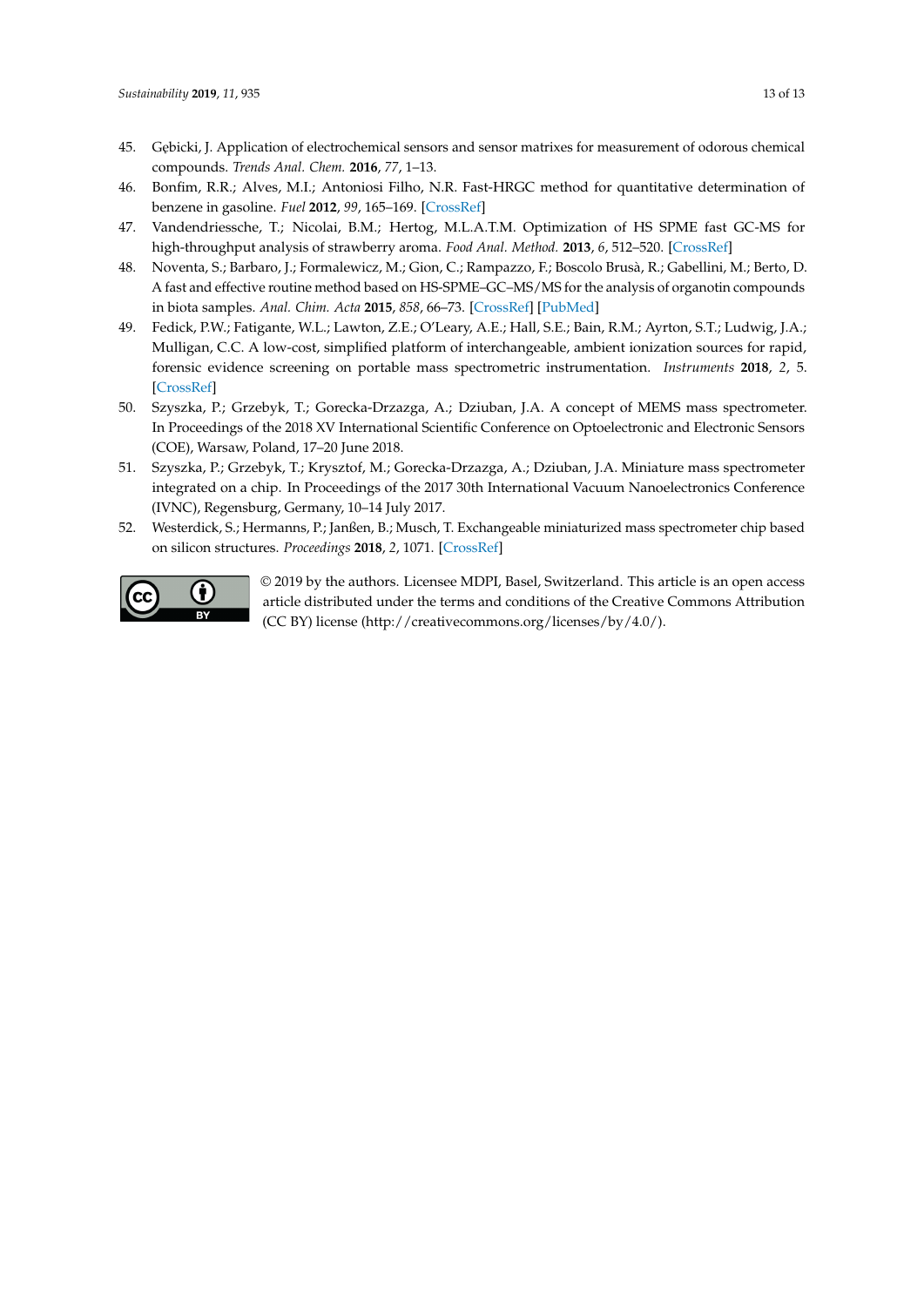45. Gębicki, J. Application of electrochemical sensors and sensor matrixes for measurement of odorous chemical compounds. *Trends Anal. Chem.* **2016**, *77*, 1–13.
46. Bonfim, R.R.; Alves, M.I.; Antoniosi Filho, N.R. Fast-HRGC method for quantitative determination of benzene in gasoline. *Fuel* **2012**, *99*, 165–169. [CrossRef]
47. Vandendriessche, T.; Nicolai, B.M.; Hertog, M.L.A.T.M. Optimization of HS SPME fast GC-MS for high-throughput analysis of strawberry aroma. *Food Anal. Method.* **2013**, *6*, 512–520. [CrossRef]
48. Noventa, S.; Barbaro, J.; Formalewicz, M.; Gion, C.; Rampazzo, F.; Boscolo Brusà, R.; Gabellini, M.; Berto, D. A fast and effective routine method based on HS-SPME–GC–MS/MS for the analysis of organotin compounds in biota samples. *Anal. Chim. Acta* **2015**, *858*, 66–73. [CrossRef] [PubMed]
49. Fedick, P.W.; Fatigante, W.L.; Lawton, Z.E.; O'Leary, A.E.; Hall, S.E.; Bain, R.M.; Ayrton, S.T.; Ludwig, J.A.; Mulligan, C.C. A low-cost, simplified platform of interchangeable, ambient ionization sources for rapid, forensic evidence screening on portable mass spectrometric instrumentation. *Instruments* **2018**, *2*, 5. [CrossRef]
50. Szyszka, P.; Grzebyk, T.; Gorecka-Drzazga, A.; Dziuban, J.A. A concept of MEMS mass spectrometer. In Proceedings of the 2018 XV International Scientific Conference on Optoelectronic and Electronic Sensors (COE), Warsaw, Poland, 17–20 June 2018.
51. Szyszka, P.; Grzebyk, T.; Krysztof, M.; Gorecka-Drzazga, A.; Dziuban, J.A. Miniature mass spectrometer integrated on a chip. In Proceedings of the 2017 30th International Vacuum Nanoelectronics Conference (IVNC), Regensburg, Germany, 10–14 July 2017.
52. Westerdick, S.; Hermanns, P.; Janßen, B.; Musch, T. Exchangeable miniaturized mass spectrometer chip based on silicon structures. *Proceedings* **2018**, *2*, 1071. [CrossRef]

© 2019 by the authors. Licensee MDPI, Basel, Switzerland. This article is an open access article distributed under the terms and conditions of the Creative Commons Attribution (CC BY) license (http://creativecommons.org/licenses/by/4.0/).